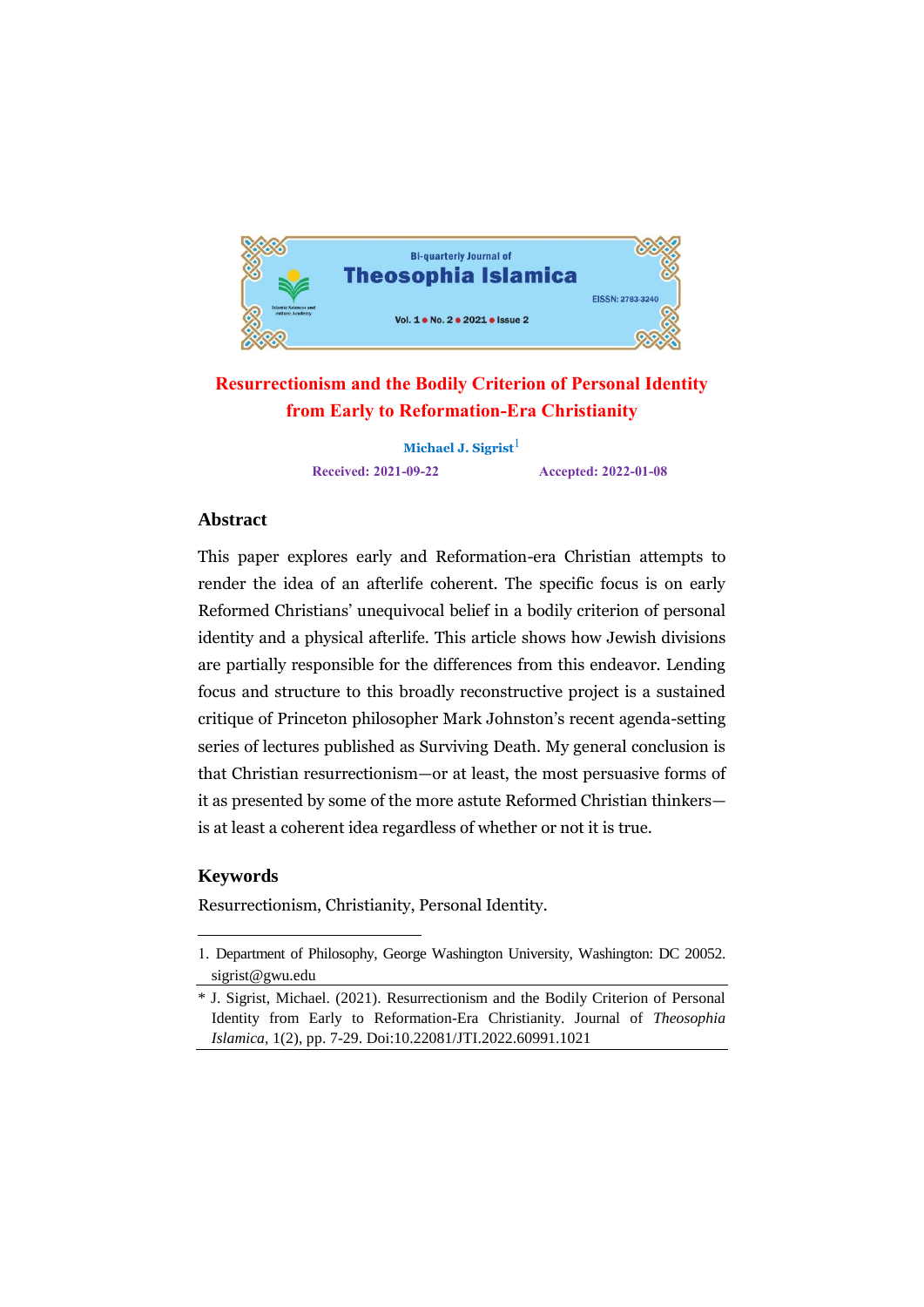# Resurrectionism and the Bodily Criterion of Personal Identity from Early to Reformation-Era Christianity

**Michael J. Sigrist**[1]

**Received: 2021-09-22** **Accepted: 2022-01-08**

## Abstract

This paper explores early and Reformation-era Christian attempts to render the idea of an afterlife coherent. The specific focus is on early Reformed Christians' unequivocal belief in a bodily criterion of personal identity and a physical afterlife. This article shows how Jewish divisions are partially responsible for the differences from this endeavor. Lending focus and structure to this broadly reconstructive project is a sustained critique of Princeton philosopher Mark Johnston's recent agenda-setting series of lectures published as Surviving Death. My general conclusion is that Christian resurrectionism—or at least, the most persuasive forms of it as presented by some of the more astute Reformed Christian thinkers—is at least a coherent idea regardless of whether or not it is true.

## Keywords

Resurrectionism, Christianity, Personal Identity.

---

1. Department of Philosophy, George Washington University, Washington: DC 20052. sigrist@gwu.edu

\* J. Sigrist, Michael. (2021). Resurrectionism and the Bodily Criterion of Personal Identity from Early to Reformation-Era Christianity. Journal of *Theosophia Islamica*, 1(2), pp. 7-29. Doi:10.22081/JTI.2022.60991.1021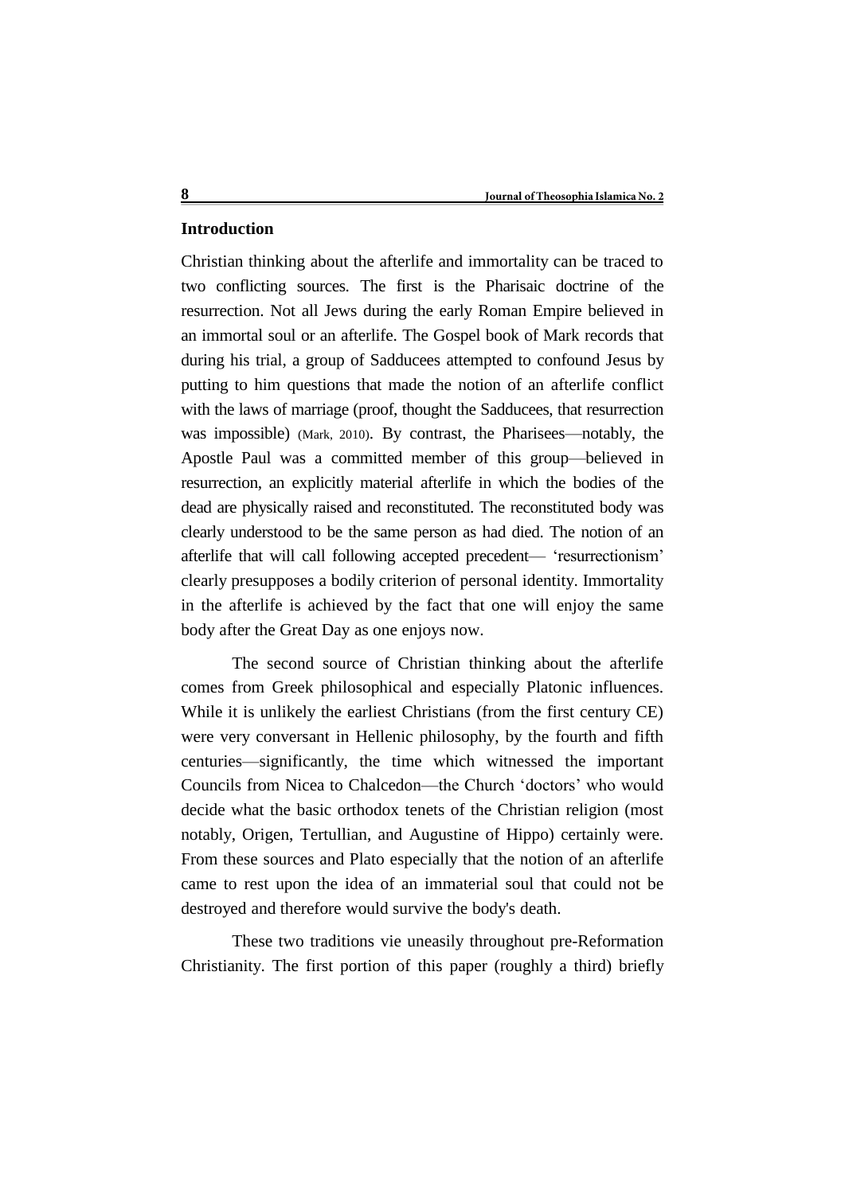## Introduction

Christian thinking about the afterlife and immortality can be traced to two conflicting sources. The first is the Pharisaic doctrine of the resurrection. Not all Jews during the early Roman Empire believed in an immortal soul or an afterlife. The Gospel book of Mark records that during his trial, a group of Sadducees attempted to confound Jesus by putting to him questions that made the notion of an afterlife conflict with the laws of marriage (proof, thought the Sadducees, that resurrection was impossible) (Mark, 2010). By contrast, the Pharisees—notably, the Apostle Paul was a committed member of this group—believed in resurrection, an explicitly material afterlife in which the bodies of the dead are physically raised and reconstituted. The reconstituted body was clearly understood to be the same person as had died. The notion of an afterlife that will call following accepted precedent— 'resurrectionism' clearly presupposes a bodily criterion of personal identity. Immortality in the afterlife is achieved by the fact that one will enjoy the same body after the Great Day as one enjoys now.

The second source of Christian thinking about the afterlife comes from Greek philosophical and especially Platonic influences. While it is unlikely the earliest Christians (from the first century CE) were very conversant in Hellenic philosophy, by the fourth and fifth centuries—significantly, the time which witnessed the important Councils from Nicea to Chalcedon—the Church 'doctors' who would decide what the basic orthodox tenets of the Christian religion (most notably, Origen, Tertullian, and Augustine of Hippo) certainly were. From these sources and Plato especially that the notion of an afterlife came to rest upon the idea of an immaterial soul that could not be destroyed and therefore would survive the body's death.

These two traditions vie uneasily throughout pre-Reformation Christianity. The first portion of this paper (roughly a third) briefly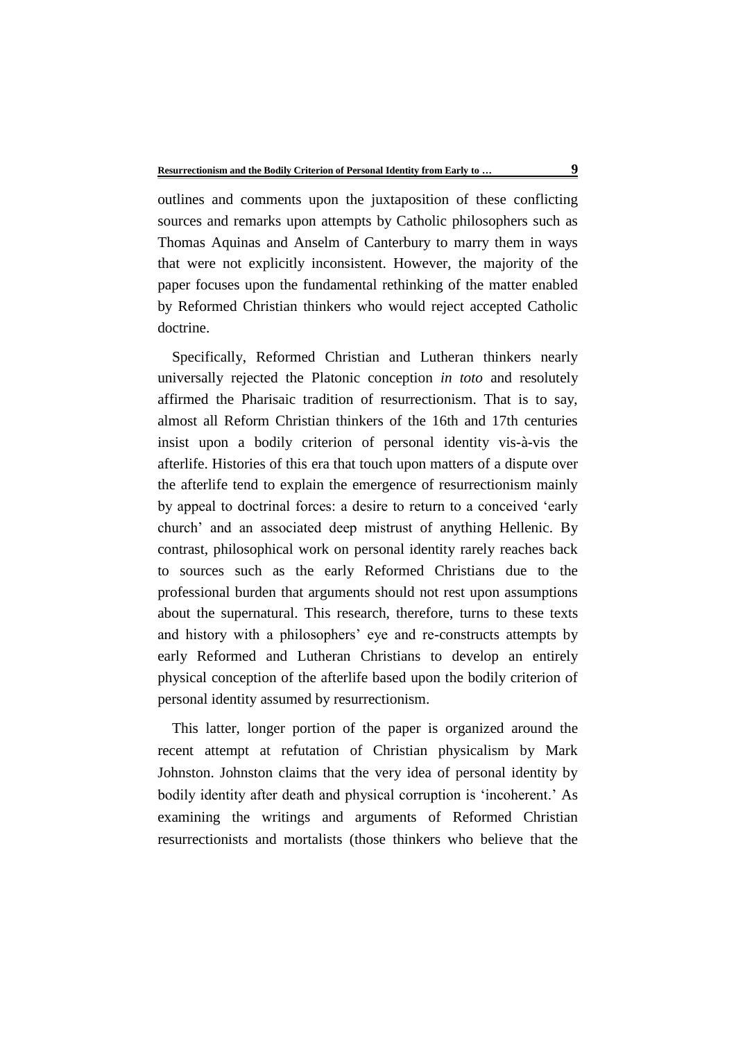outlines and comments upon the juxtaposition of these conflicting sources and remarks upon attempts by Catholic philosophers such as Thomas Aquinas and Anselm of Canterbury to marry them in ways that were not explicitly inconsistent. However, the majority of the paper focuses upon the fundamental rethinking of the matter enabled by Reformed Christian thinkers who would reject accepted Catholic doctrine.

Specifically, Reformed Christian and Lutheran thinkers nearly universally rejected the Platonic conception *in toto* and resolutely affirmed the Pharisaic tradition of resurrectionism. That is to say, almost all Reform Christian thinkers of the 16th and 17th centuries insist upon a bodily criterion of personal identity vis-à-vis the afterlife. Histories of this era that touch upon matters of a dispute over the afterlife tend to explain the emergence of resurrectionism mainly by appeal to doctrinal forces: a desire to return to a conceived 'early church' and an associated deep mistrust of anything Hellenic. By contrast, philosophical work on personal identity rarely reaches back to sources such as the early Reformed Christians due to the professional burden that arguments should not rest upon assumptions about the supernatural. This research, therefore, turns to these texts and history with a philosophers' eye and re-constructs attempts by early Reformed and Lutheran Christians to develop an entirely physical conception of the afterlife based upon the bodily criterion of personal identity assumed by resurrectionism.

This latter, longer portion of the paper is organized around the recent attempt at refutation of Christian physicalism by Mark Johnston. Johnston claims that the very idea of personal identity by bodily identity after death and physical corruption is 'incoherent.' As examining the writings and arguments of Reformed Christian resurrectionists and mortalists (those thinkers who believe that the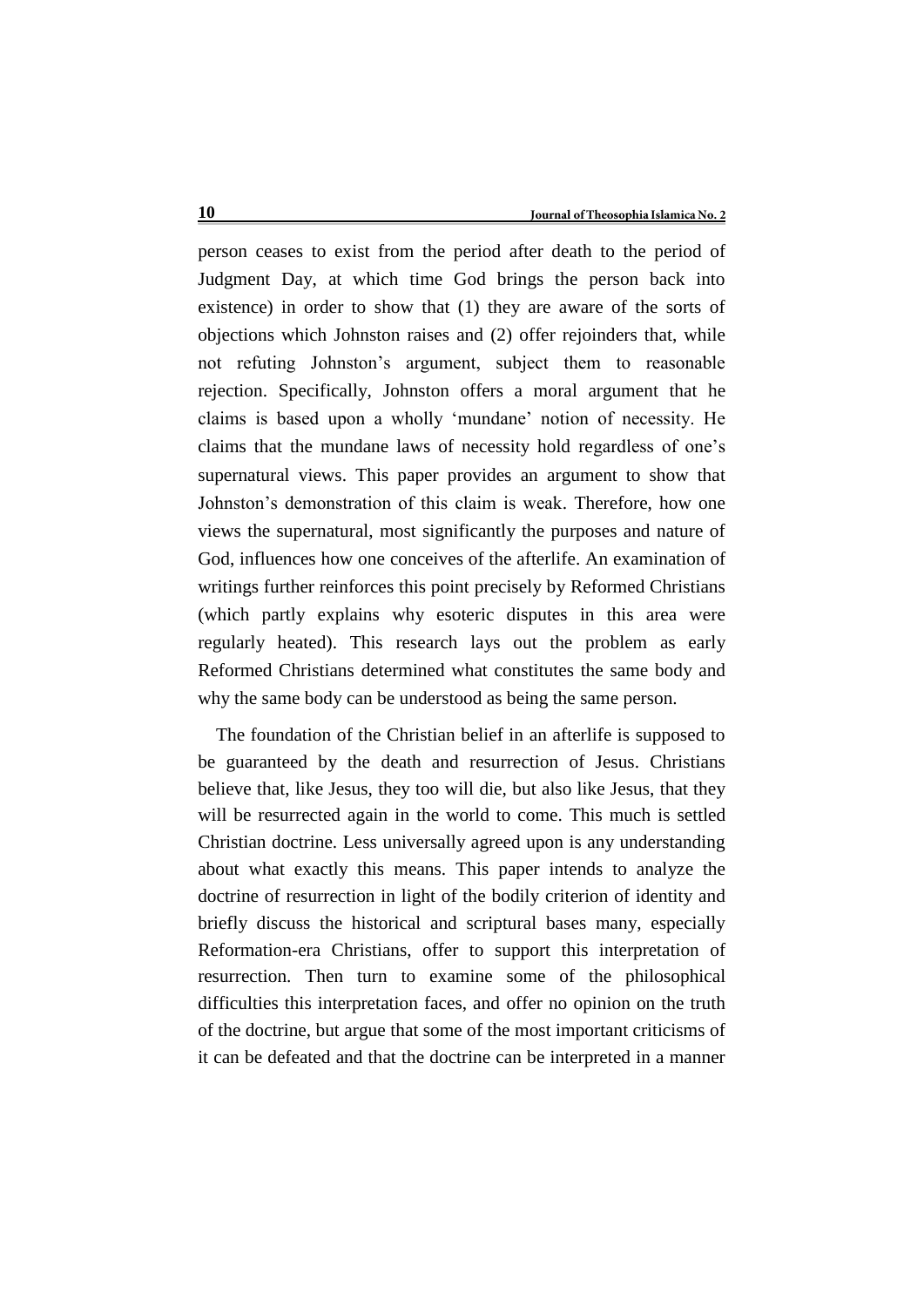person ceases to exist from the period after death to the period of Judgment Day, at which time God brings the person back into existence) in order to show that (1) they are aware of the sorts of objections which Johnston raises and (2) offer rejoinders that, while not refuting Johnston's argument, subject them to reasonable rejection. Specifically, Johnston offers a moral argument that he claims is based upon a wholly 'mundane' notion of necessity. He claims that the mundane laws of necessity hold regardless of one's supernatural views. This paper provides an argument to show that Johnston's demonstration of this claim is weak. Therefore, how one views the supernatural, most significantly the purposes and nature of God, influences how one conceives of the afterlife. An examination of writings further reinforces this point precisely by Reformed Christians (which partly explains why esoteric disputes in this area were regularly heated). This research lays out the problem as early Reformed Christians determined what constitutes the same body and why the same body can be understood as being the same person.

The foundation of the Christian belief in an afterlife is supposed to be guaranteed by the death and resurrection of Jesus. Christians believe that, like Jesus, they too will die, but also like Jesus, that they will be resurrected again in the world to come. This much is settled Christian doctrine. Less universally agreed upon is any understanding about what exactly this means. This paper intends to analyze the doctrine of resurrection in light of the bodily criterion of identity and briefly discuss the historical and scriptural bases many, especially Reformation-era Christians, offer to support this interpretation of resurrection. Then turn to examine some of the philosophical difficulties this interpretation faces, and offer no opinion on the truth of the doctrine, but argue that some of the most important criticisms of it can be defeated and that the doctrine can be interpreted in a manner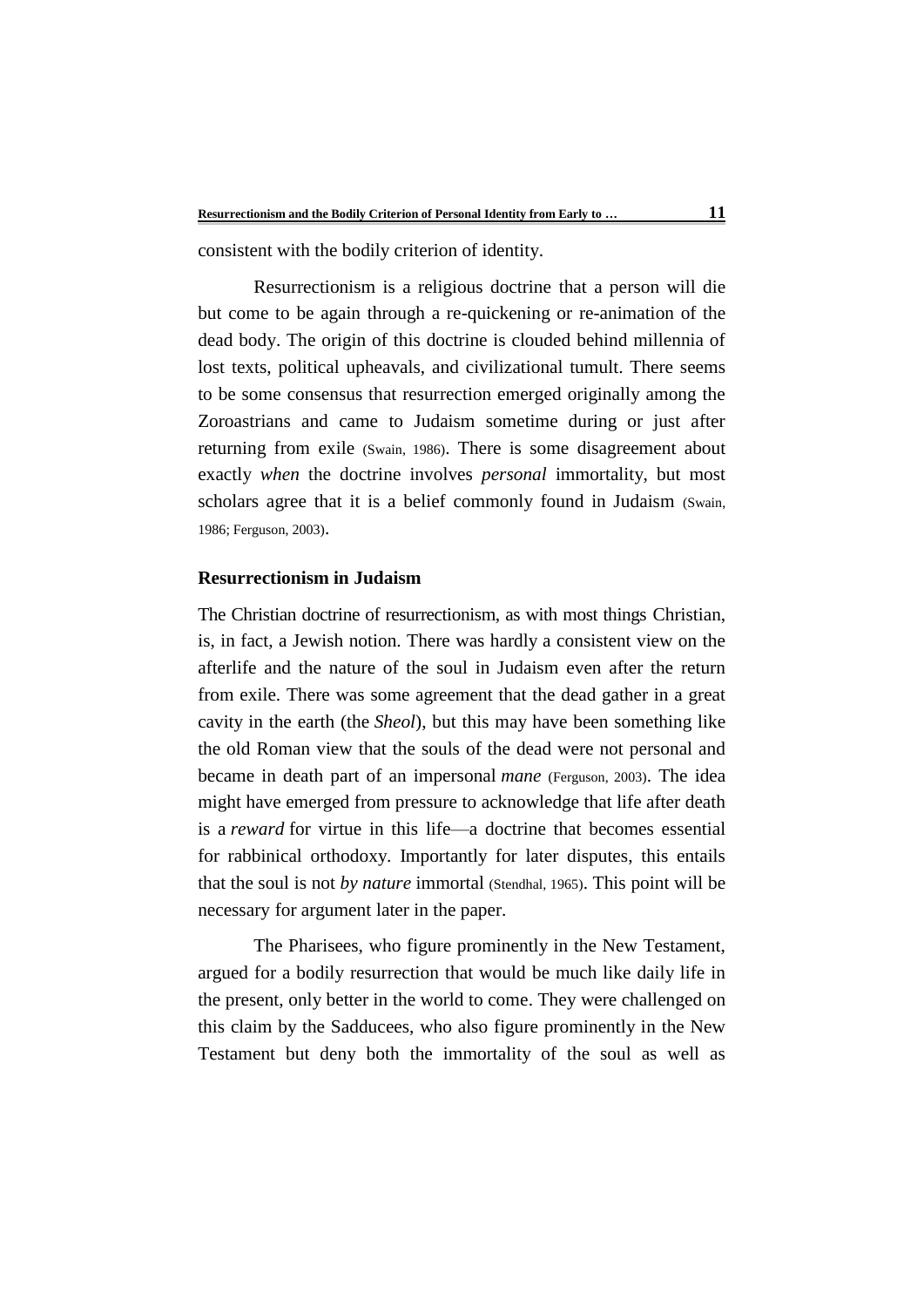consistent with the bodily criterion of identity.

Resurrectionism is a religious doctrine that a person will die but come to be again through a re-quickening or re-animation of the dead body. The origin of this doctrine is clouded behind millennia of lost texts, political upheavals, and civilizational tumult. There seems to be some consensus that resurrection emerged originally among the Zoroastrians and came to Judaism sometime during or just after returning from exile (Swain, 1986). There is some disagreement about exactly *when* the doctrine involves *personal* immortality, but most scholars agree that it is a belief commonly found in Judaism (Swain, 1986; Ferguson, 2003).

### Resurrectionism in Judaism

The Christian doctrine of resurrectionism, as with most things Christian, is, in fact, a Jewish notion. There was hardly a consistent view on the afterlife and the nature of the soul in Judaism even after the return from exile. There was some agreement that the dead gather in a great cavity in the earth (the *Sheol*), but this may have been something like the old Roman view that the souls of the dead were not personal and became in death part of an impersonal *mane* (Ferguson, 2003). The idea might have emerged from pressure to acknowledge that life after death is a *reward* for virtue in this life—a doctrine that becomes essential for rabbinical orthodoxy. Importantly for later disputes, this entails that the soul is not *by nature* immortal (Stendhal, 1965). This point will be necessary for argument later in the paper.

The Pharisees, who figure prominently in the New Testament, argued for a bodily resurrection that would be much like daily life in the present, only better in the world to come. They were challenged on this claim by the Sadducees, who also figure prominently in the New Testament but deny both the immortality of the soul as well as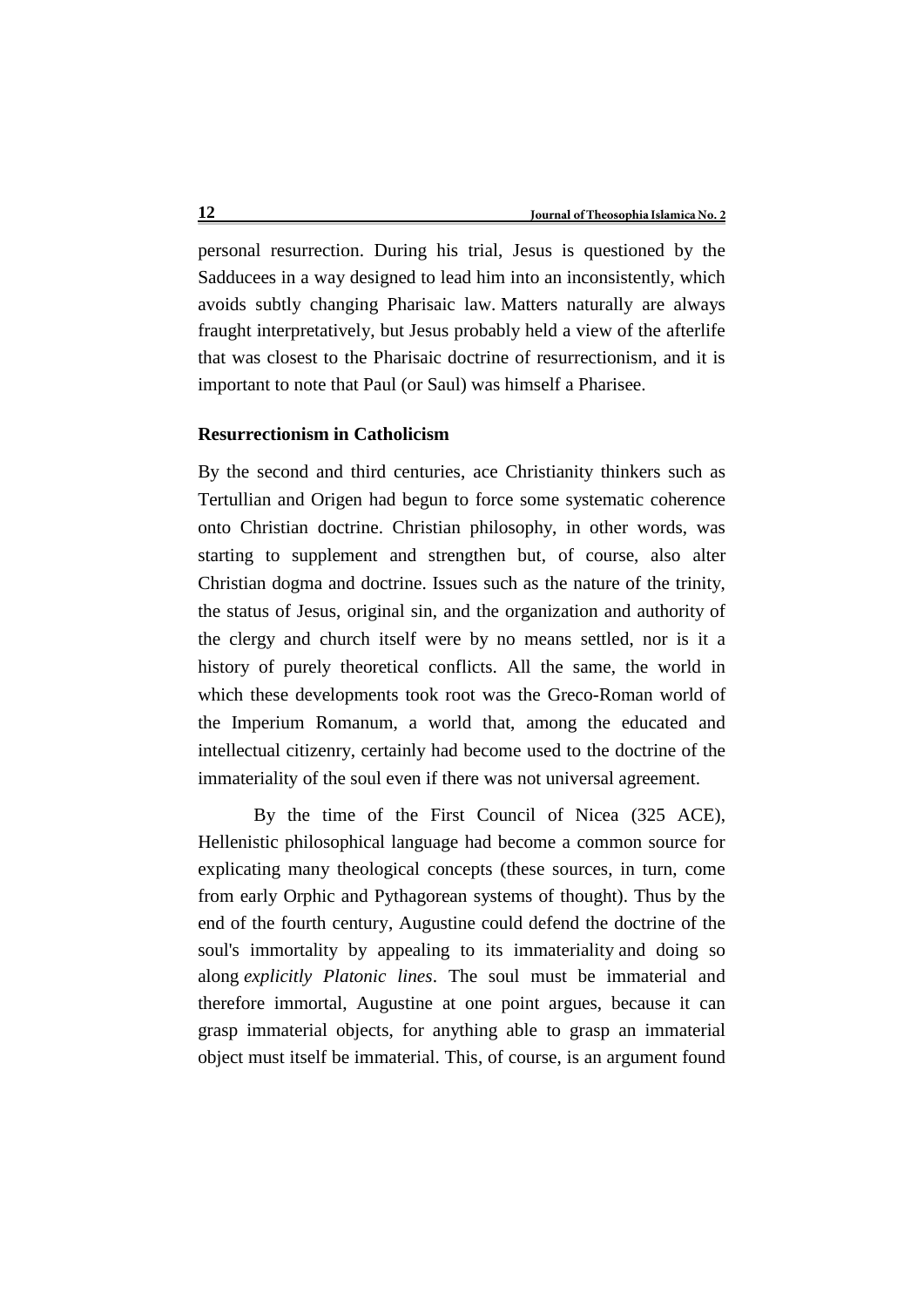personal resurrection. During his trial, Jesus is questioned by the Sadducees in a way designed to lead him into an inconsistently, which avoids subtly changing Pharisaic law. Matters naturally are always fraught interpretatively, but Jesus probably held a view of the afterlife that was closest to the Pharisaic doctrine of resurrectionism, and it is important to note that Paul (or Saul) was himself a Pharisee.

## Resurrectionism in Catholicism

By the second and third centuries, ace Christianity thinkers such as Tertullian and Origen had begun to force some systematic coherence onto Christian doctrine. Christian philosophy, in other words, was starting to supplement and strengthen but, of course, also alter Christian dogma and doctrine. Issues such as the nature of the trinity, the status of Jesus, original sin, and the organization and authority of the clergy and church itself were by no means settled, nor is it a history of purely theoretical conflicts. All the same, the world in which these developments took root was the Greco-Roman world of the Imperium Romanum, a world that, among the educated and intellectual citizenry, certainly had become used to the doctrine of the immateriality of the soul even if there was not universal agreement.

By the time of the First Council of Nicea (325 ACE), Hellenistic philosophical language had become a common source for explicating many theological concepts (these sources, in turn, come from early Orphic and Pythagorean systems of thought). Thus by the end of the fourth century, Augustine could defend the doctrine of the soul's immortality by appealing to its immateriality and doing so along *explicitly Platonic lines*. The soul must be immaterial and therefore immortal, Augustine at one point argues, because it can grasp immaterial objects, for anything able to grasp an immaterial object must itself be immaterial. This, of course, is an argument found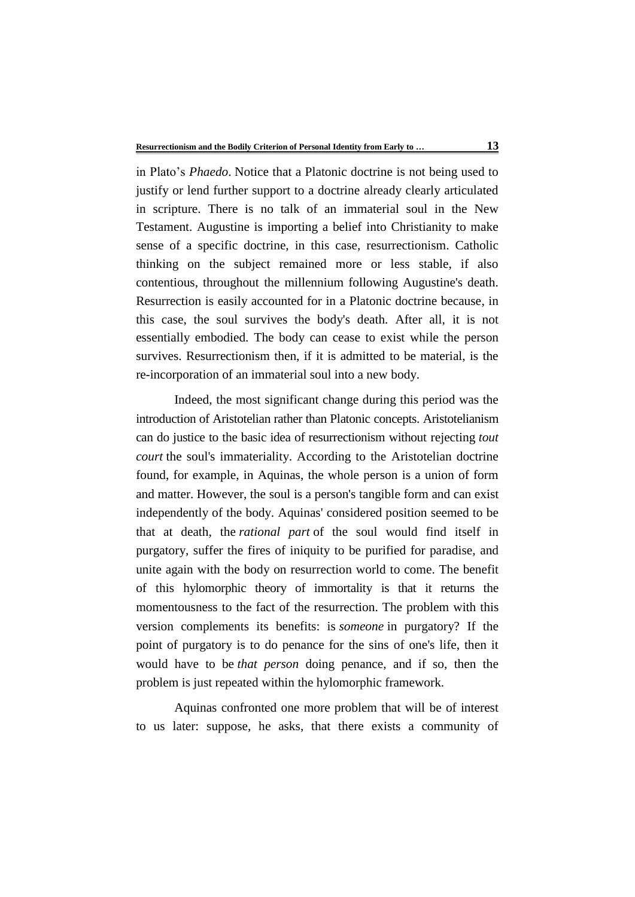in Plato's *Phaedo*. Notice that a Platonic doctrine is not being used to justify or lend further support to a doctrine already clearly articulated in scripture. There is no talk of an immaterial soul in the New Testament. Augustine is importing a belief into Christianity to make sense of a specific doctrine, in this case, resurrectionism. Catholic thinking on the subject remained more or less stable, if also contentious, throughout the millennium following Augustine's death. Resurrection is easily accounted for in a Platonic doctrine because, in this case, the soul survives the body's death. After all, it is not essentially embodied. The body can cease to exist while the person survives. Resurrectionism then, if it is admitted to be material, is the re-incorporation of an immaterial soul into a new body.

Indeed, the most significant change during this period was the introduction of Aristotelian rather than Platonic concepts. Aristotelianism can do justice to the basic idea of resurrectionism without rejecting *tout court* the soul's immateriality. According to the Aristotelian doctrine found, for example, in Aquinas, the whole person is a union of form and matter. However, the soul is a person's tangible form and can exist independently of the body. Aquinas' considered position seemed to be that at death, the *rational part* of the soul would find itself in purgatory, suffer the fires of iniquity to be purified for paradise, and unite again with the body on resurrection world to come. The benefit of this hylomorphic theory of immortality is that it returns the momentousness to the fact of the resurrection. The problem with this version complements its benefits: is *someone* in purgatory? If the point of purgatory is to do penance for the sins of one's life, then it would have to be *that person* doing penance, and if so, then the problem is just repeated within the hylomorphic framework.

Aquinas confronted one more problem that will be of interest to us later: suppose, he asks, that there exists a community of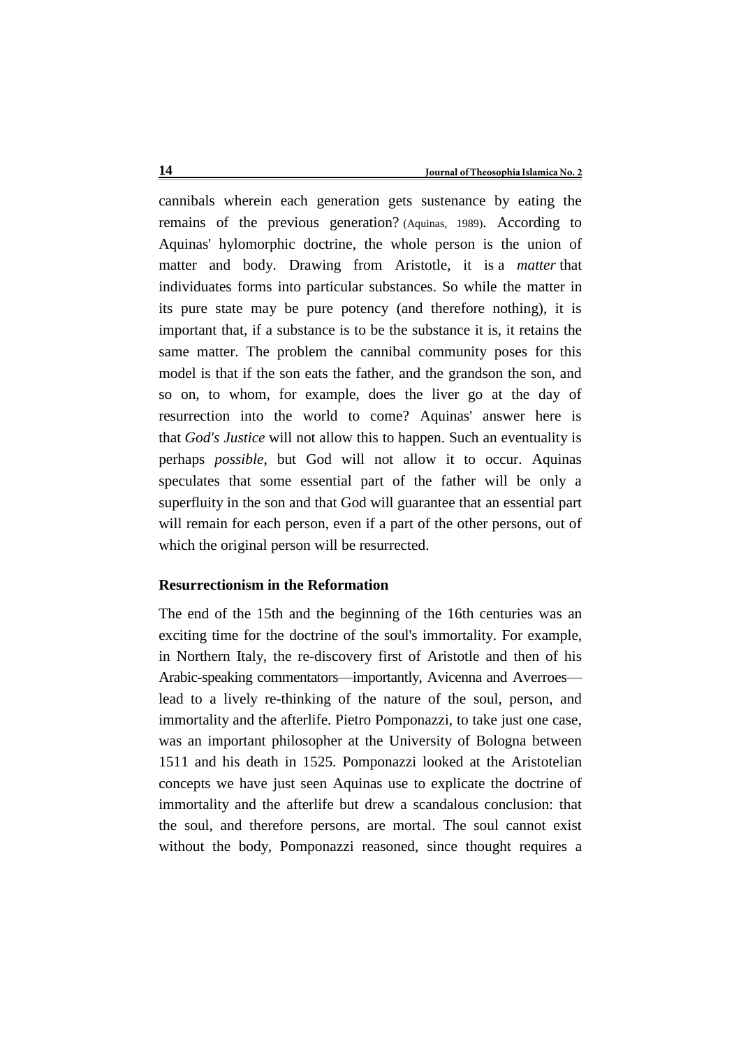cannibals wherein each generation gets sustenance by eating the remains of the previous generation? (Aquinas, 1989). According to Aquinas' hylomorphic doctrine, the whole person is the union of matter and body. Drawing from Aristotle, it is a *matter* that individuates forms into particular substances. So while the matter in its pure state may be pure potency (and therefore nothing), it is important that, if a substance is to be the substance it is, it retains the same matter. The problem the cannibal community poses for this model is that if the son eats the father, and the grandson the son, and so on, to whom, for example, does the liver go at the day of resurrection into the world to come? Aquinas' answer here is that *God's Justice* will not allow this to happen. Such an eventuality is perhaps *possible*, but God will not allow it to occur. Aquinas speculates that some essential part of the father will be only a superfluity in the son and that God will guarantee that an essential part will remain for each person, even if a part of the other persons, out of which the original person will be resurrected.

### Resurrectionism in the Reformation

The end of the 15th and the beginning of the 16th centuries was an exciting time for the doctrine of the soul's immortality. For example, in Northern Italy, the re-discovery first of Aristotle and then of his Arabic-speaking commentators—importantly, Avicenna and Averroes—lead to a lively re-thinking of the nature of the soul, person, and immortality and the afterlife. Pietro Pomponazzi, to take just one case, was an important philosopher at the University of Bologna between 1511 and his death in 1525. Pomponazzi looked at the Aristotelian concepts we have just seen Aquinas use to explicate the doctrine of immortality and the afterlife but drew a scandalous conclusion: that the soul, and therefore persons, are mortal. The soul cannot exist without the body, Pomponazzi reasoned, since thought requires a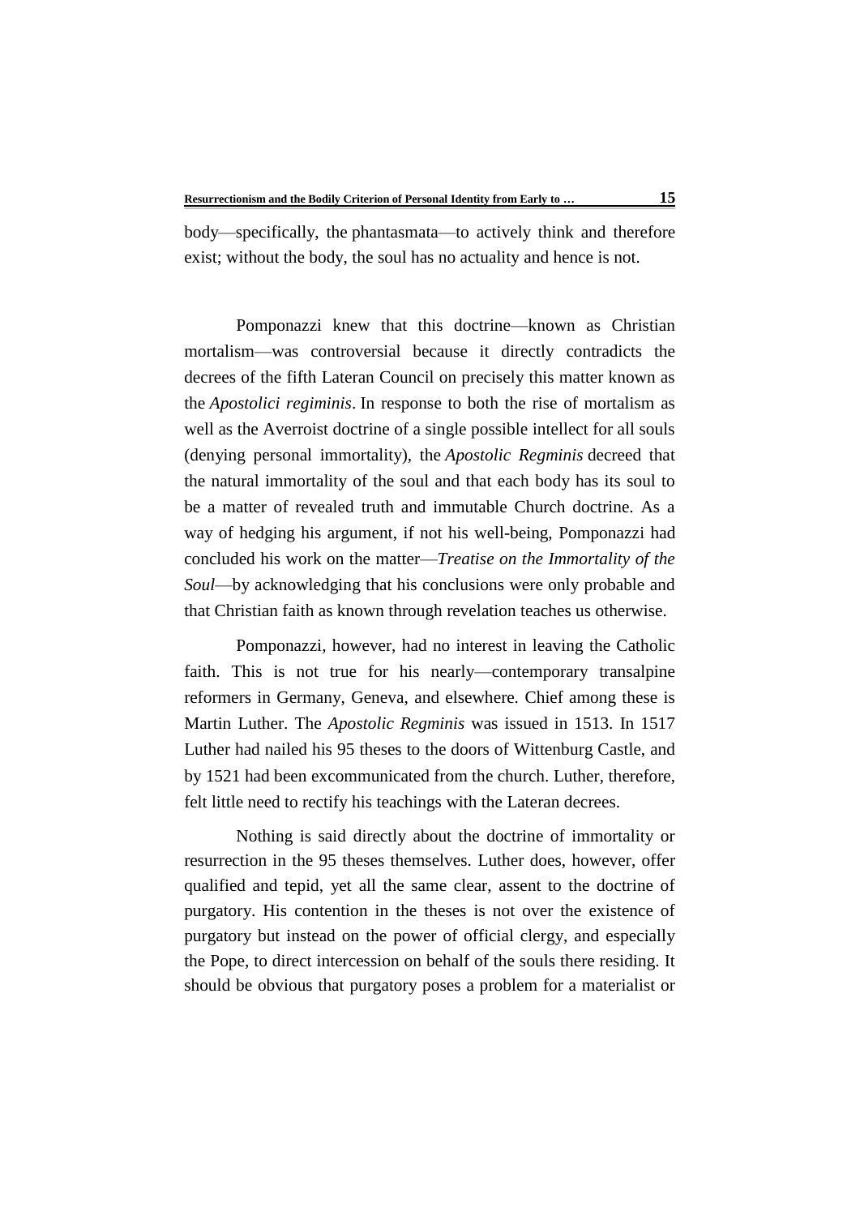body—specifically, the phantasmata—to actively think and therefore exist; without the body, the soul has no actuality and hence is not.

Pomponazzi knew that this doctrine—known as Christian mortalism—was controversial because it directly contradicts the decrees of the fifth Lateran Council on precisely this matter known as the *Apostolici regiminis*. In response to both the rise of mortalism as well as the Averroist doctrine of a single possible intellect for all souls (denying personal immortality), the *Apostolic Regminis* decreed that the natural immortality of the soul and that each body has its soul to be a matter of revealed truth and immutable Church doctrine. As a way of hedging his argument, if not his well-being, Pomponazzi had concluded his work on the matter—*Treatise on the Immortality of the Soul*—by acknowledging that his conclusions were only probable and that Christian faith as known through revelation teaches us otherwise.

Pomponazzi, however, had no interest in leaving the Catholic faith. This is not true for his nearly—contemporary transalpine reformers in Germany, Geneva, and elsewhere. Chief among these is Martin Luther. The *Apostolic Regminis* was issued in 1513. In 1517 Luther had nailed his 95 theses to the doors of Wittenburg Castle, and by 1521 had been excommunicated from the church. Luther, therefore, felt little need to rectify his teachings with the Lateran decrees.

Nothing is said directly about the doctrine of immortality or resurrection in the 95 theses themselves. Luther does, however, offer qualified and tepid, yet all the same clear, assent to the doctrine of purgatory. His contention in the theses is not over the existence of purgatory but instead on the power of official clergy, and especially the Pope, to direct intercession on behalf of the souls there residing. It should be obvious that purgatory poses a problem for a materialist or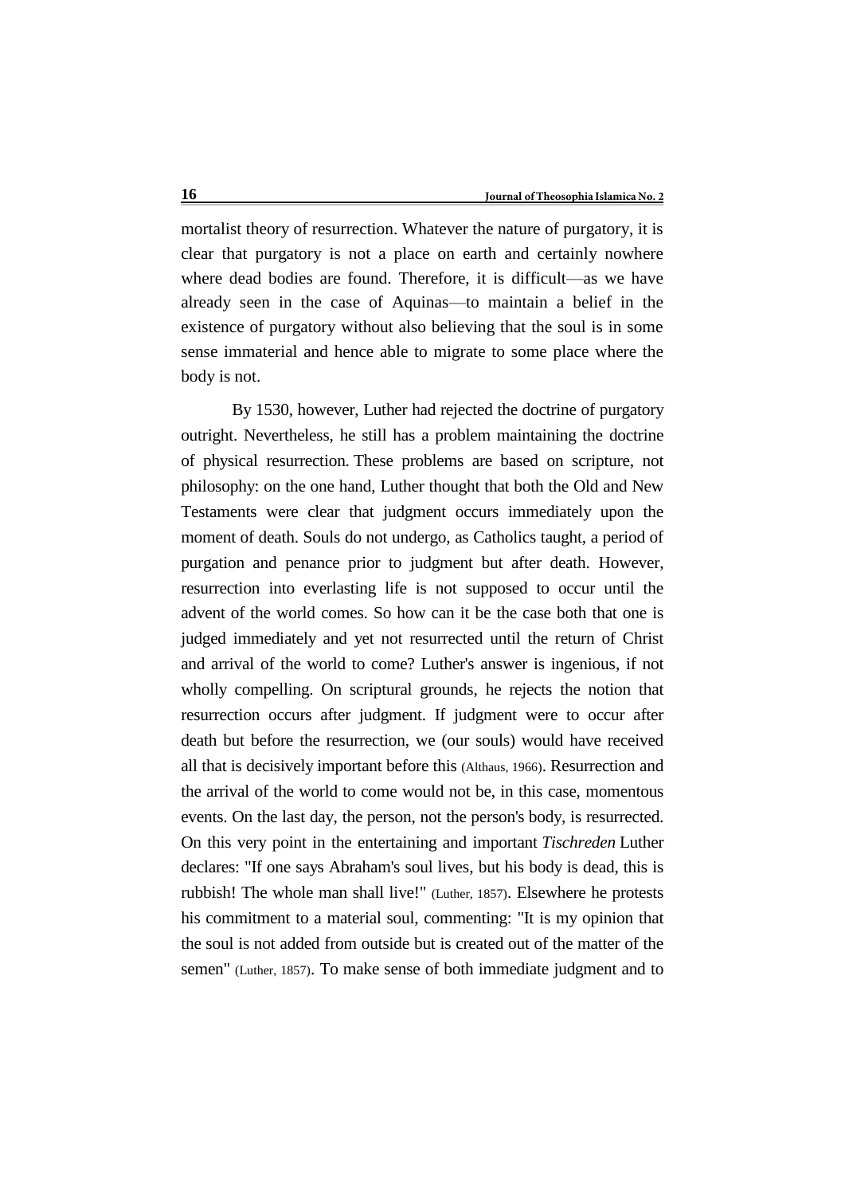mortalist theory of resurrection. Whatever the nature of purgatory, it is clear that purgatory is not a place on earth and certainly nowhere where dead bodies are found. Therefore, it is difficult—as we have already seen in the case of Aquinas—to maintain a belief in the existence of purgatory without also believing that the soul is in some sense immaterial and hence able to migrate to some place where the body is not.

By 1530, however, Luther had rejected the doctrine of purgatory outright. Nevertheless, he still has a problem maintaining the doctrine of physical resurrection. These problems are based on scripture, not philosophy: on the one hand, Luther thought that both the Old and New Testaments were clear that judgment occurs immediately upon the moment of death. Souls do not undergo, as Catholics taught, a period of purgation and penance prior to judgment but after death. However, resurrection into everlasting life is not supposed to occur until the advent of the world comes. So how can it be the case both that one is judged immediately and yet not resurrected until the return of Christ and arrival of the world to come? Luther's answer is ingenious, if not wholly compelling. On scriptural grounds, he rejects the notion that resurrection occurs after judgment. If judgment were to occur after death but before the resurrection, we (our souls) would have received all that is decisively important before this (Althaus, 1966). Resurrection and the arrival of the world to come would not be, in this case, momentous events. On the last day, the person, not the person's body, is resurrected. On this very point in the entertaining and important *Tischreden* Luther declares: "If one says Abraham's soul lives, but his body is dead, this is rubbish! The whole man shall live!" (Luther, 1857). Elsewhere he protests his commitment to a material soul, commenting: "It is my opinion that the soul is not added from outside but is created out of the matter of the semen" (Luther, 1857). To make sense of both immediate judgment and to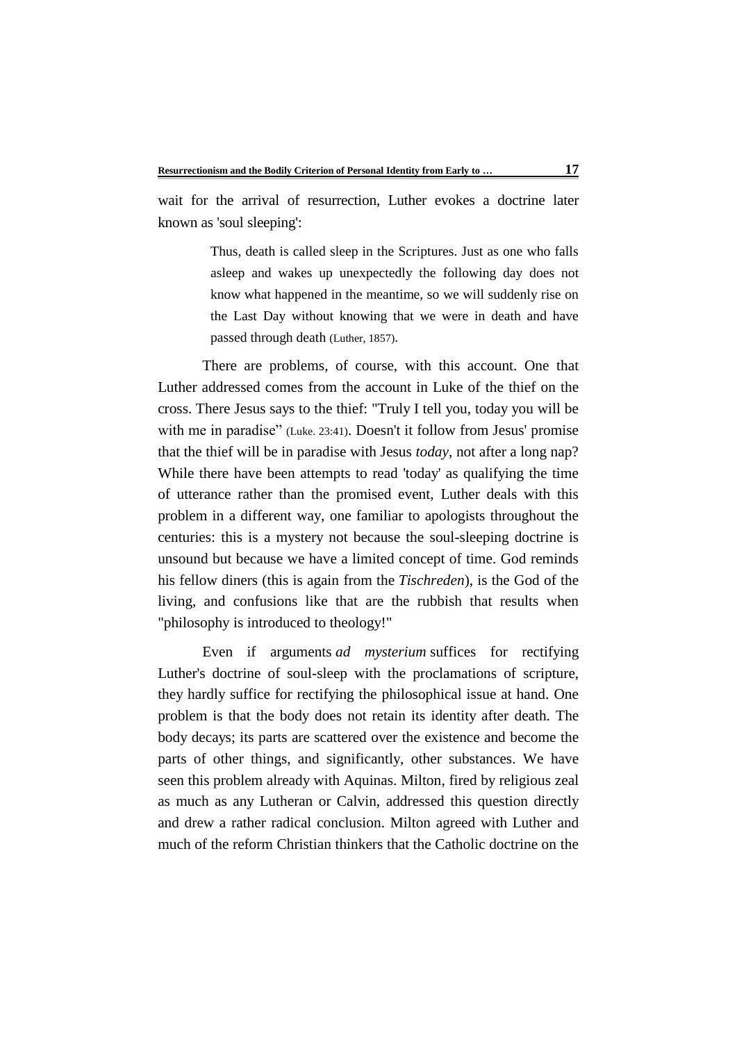wait for the arrival of resurrection, Luther evokes a doctrine later known as 'soul sleeping':

> Thus, death is called sleep in the Scriptures. Just as one who falls asleep and wakes up unexpectedly the following day does not know what happened in the meantime, so we will suddenly rise on the Last Day without knowing that we were in death and have passed through death (Luther, 1857).

There are problems, of course, with this account. One that Luther addressed comes from the account in Luke of the thief on the cross. There Jesus says to the thief: "Truly I tell you, today you will be with me in paradise” (Luke. 23:41). Doesn't it follow from Jesus' promise that the thief will be in paradise with Jesus *today*, not after a long nap? While there have been attempts to read 'today' as qualifying the time of utterance rather than the promised event, Luther deals with this problem in a different way, one familiar to apologists throughout the centuries: this is a mystery not because the soul-sleeping doctrine is unsound but because we have a limited concept of time. God reminds his fellow diners (this is again from the *Tischreden*), is the God of the living, and confusions like that are the rubbish that results when "philosophy is introduced to theology!"

Even if arguments *ad mysterium* suffices for rectifying Luther's doctrine of soul-sleep with the proclamations of scripture, they hardly suffice for rectifying the philosophical issue at hand. One problem is that the body does not retain its identity after death. The body decays; its parts are scattered over the existence and become the parts of other things, and significantly, other substances. We have seen this problem already with Aquinas. Milton, fired by religious zeal as much as any Lutheran or Calvin, addressed this question directly and drew a rather radical conclusion. Milton agreed with Luther and much of the reform Christian thinkers that the Catholic doctrine on the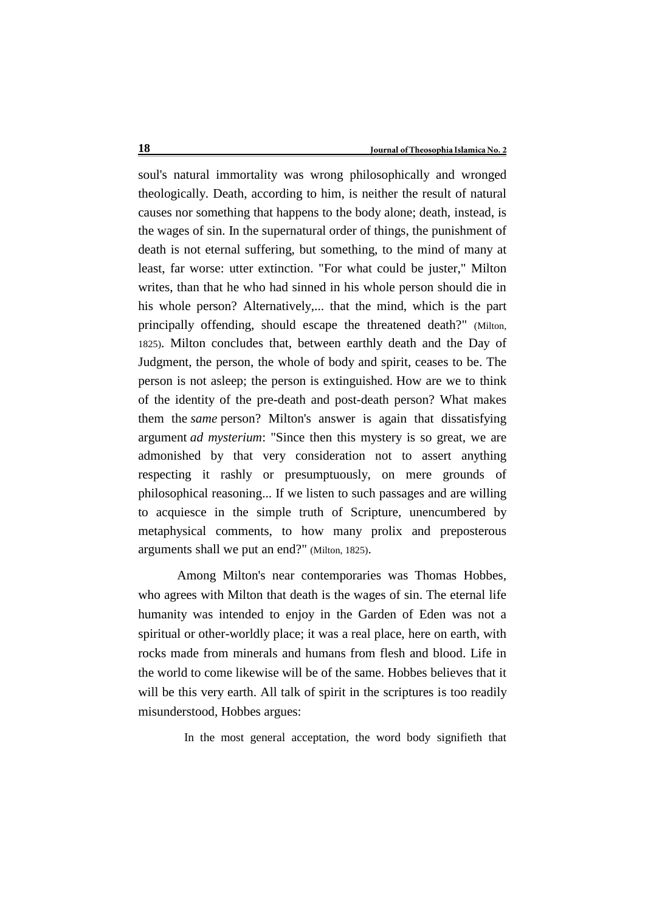soul's natural immortality was wrong philosophically and wronged theologically. Death, according to him, is neither the result of natural causes nor something that happens to the body alone; death, instead, is the wages of sin. In the supernatural order of things, the punishment of death is not eternal suffering, but something, to the mind of many at least, far worse: utter extinction. "For what could be juster," Milton writes, than that he who had sinned in his whole person should die in his whole person? Alternatively,... that the mind, which is the part principally offending, should escape the threatened death?" (Milton, 1825). Milton concludes that, between earthly death and the Day of Judgment, the person, the whole of body and spirit, ceases to be. The person is not asleep; the person is extinguished. How are we to think of the identity of the pre-death and post-death person? What makes them the *same* person? Milton's answer is again that dissatisfying argument *ad mysterium*: "Since then this mystery is so great, we are admonished by that very consideration not to assert anything respecting it rashly or presumptuously, on mere grounds of philosophical reasoning... If we listen to such passages and are willing to acquiesce in the simple truth of Scripture, unencumbered by metaphysical comments, to how many prolix and preposterous arguments shall we put an end?" (Milton, 1825).

Among Milton's near contemporaries was Thomas Hobbes, who agrees with Milton that death is the wages of sin. The eternal life humanity was intended to enjoy in the Garden of Eden was not a spiritual or other-worldly place; it was a real place, here on earth, with rocks made from minerals and humans from flesh and blood. Life in the world to come likewise will be of the same. Hobbes believes that it will be this very earth. All talk of spirit in the scriptures is too readily misunderstood, Hobbes argues:

> In the most general acceptation, the word body signifieth that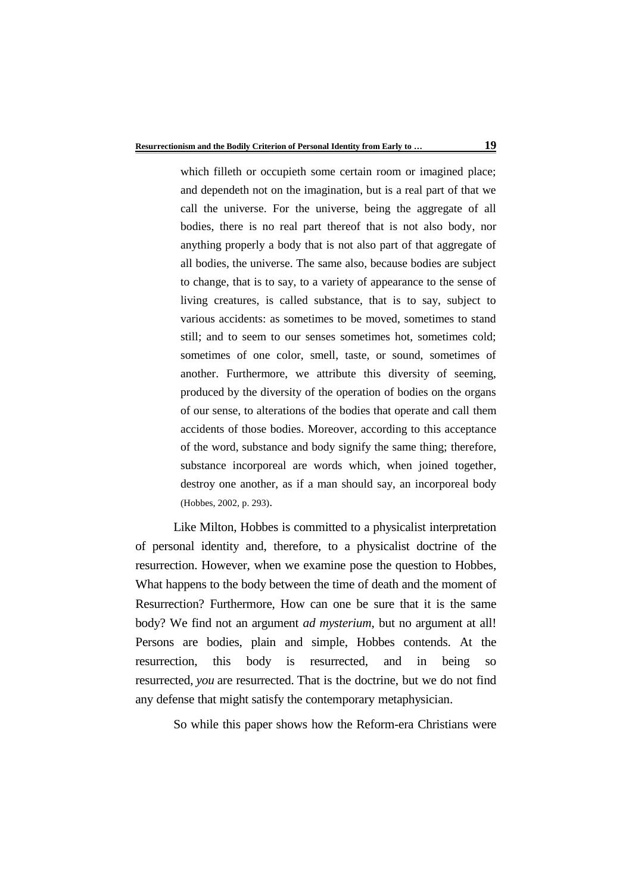> which filleth or occupieth some certain room or imagined place; and dependeth not on the imagination, but is a real part of that we call the universe. For the universe, being the aggregate of all bodies, there is no real part thereof that is not also body, nor anything properly a body that is not also part of that aggregate of all bodies, the universe. The same also, because bodies are subject to change, that is to say, to a variety of appearance to the sense of living creatures, is called substance, that is to say, subject to various accidents: as sometimes to be moved, sometimes to stand still; and to seem to our senses sometimes hot, sometimes cold; sometimes of one color, smell, taste, or sound, sometimes of another. Furthermore, we attribute this diversity of seeming, produced by the diversity of the operation of bodies on the organs of our sense, to alterations of the bodies that operate and call them accidents of those bodies. Moreover, according to this acceptance of the word, substance and body signify the same thing; therefore, substance incorporeal are words which, when joined together, destroy one another, as if a man should say, an incorporeal body (Hobbes, 2002, p. 293).

Like Milton, Hobbes is committed to a physicalist interpretation of personal identity and, therefore, to a physicalist doctrine of the resurrection. However, when we examine pose the question to Hobbes, What happens to the body between the time of death and the moment of Resurrection? Furthermore, How can one be sure that it is the same body? We find not an argument *ad mysterium*, but no argument at all! Persons are bodies, plain and simple, Hobbes contends. At the resurrection, this body is resurrected, and in being so resurrected, *you* are resurrected. That is the doctrine, but we do not find any defense that might satisfy the contemporary metaphysician.

So while this paper shows how the Reform-era Christians were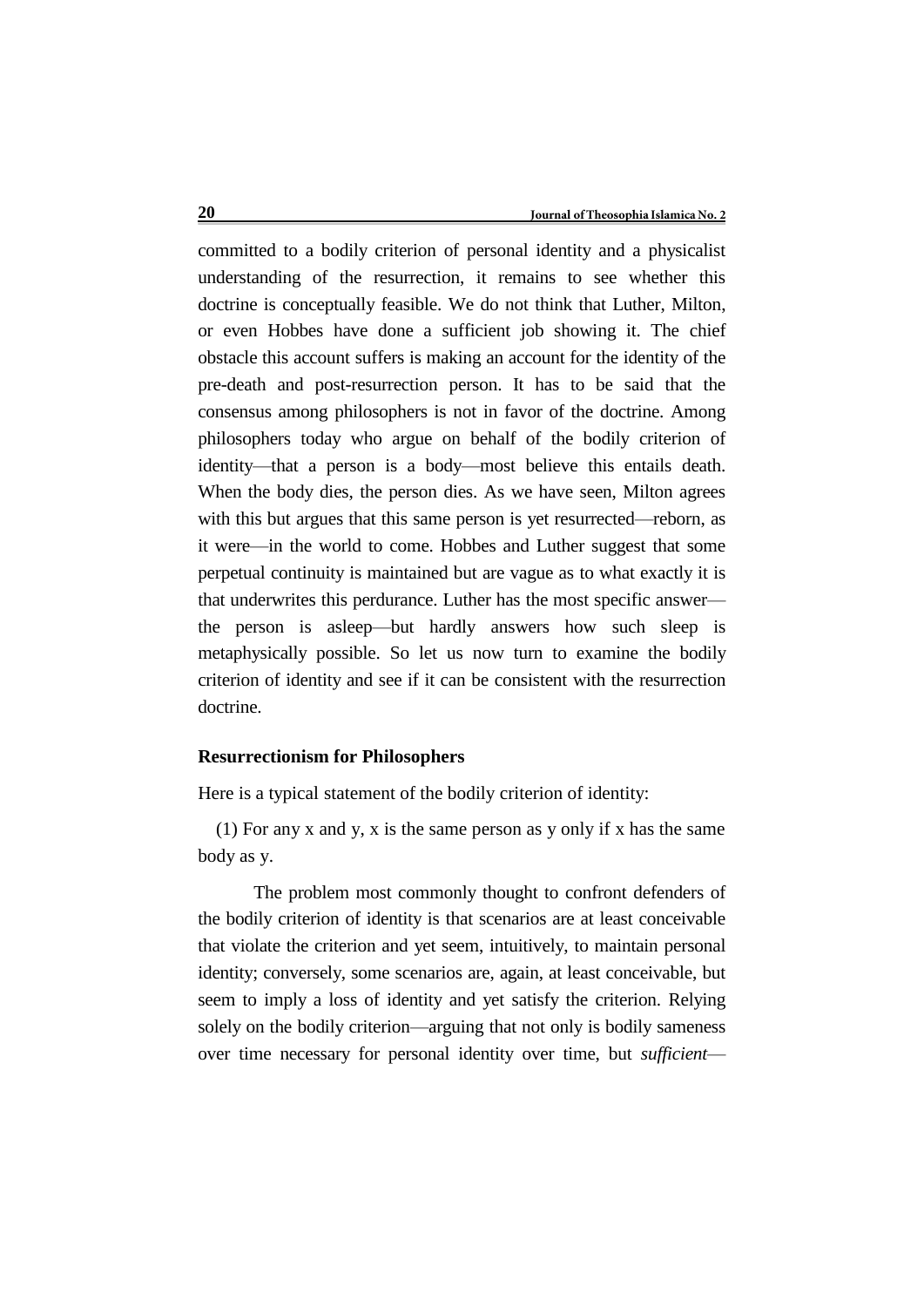committed to a bodily criterion of personal identity and a physicalist understanding of the resurrection, it remains to see whether this doctrine is conceptually feasible. We do not think that Luther, Milton, or even Hobbes have done a sufficient job showing it. The chief obstacle this account suffers is making an account for the identity of the pre-death and post-resurrection person. It has to be said that the consensus among philosophers is not in favor of the doctrine. Among philosophers today who argue on behalf of the bodily criterion of identity—that a person is a body—most believe this entails death. When the body dies, the person dies. As we have seen, Milton agrees with this but argues that this same person is yet resurrected—reborn, as it were—in the world to come. Hobbes and Luther suggest that some perpetual continuity is maintained but are vague as to what exactly it is that underwrites this perdurance. Luther has the most specific answer—the person is asleep—but hardly answers how such sleep is metaphysically possible. So let us now turn to examine the bodily criterion of identity and see if it can be consistent with the resurrection doctrine.

## Resurrectionism for Philosophers

Here is a typical statement of the bodily criterion of identity:

(1) For any x and y, x is the same person as y only if x has the same body as y.

The problem most commonly thought to confront defenders of the bodily criterion of identity is that scenarios are at least conceivable that violate the criterion and yet seem, intuitively, to maintain personal identity; conversely, some scenarios are, again, at least conceivable, but seem to imply a loss of identity and yet satisfy the criterion. Relying solely on the bodily criterion—arguing that not only is bodily sameness over time necessary for personal identity over time, but *sufficient*—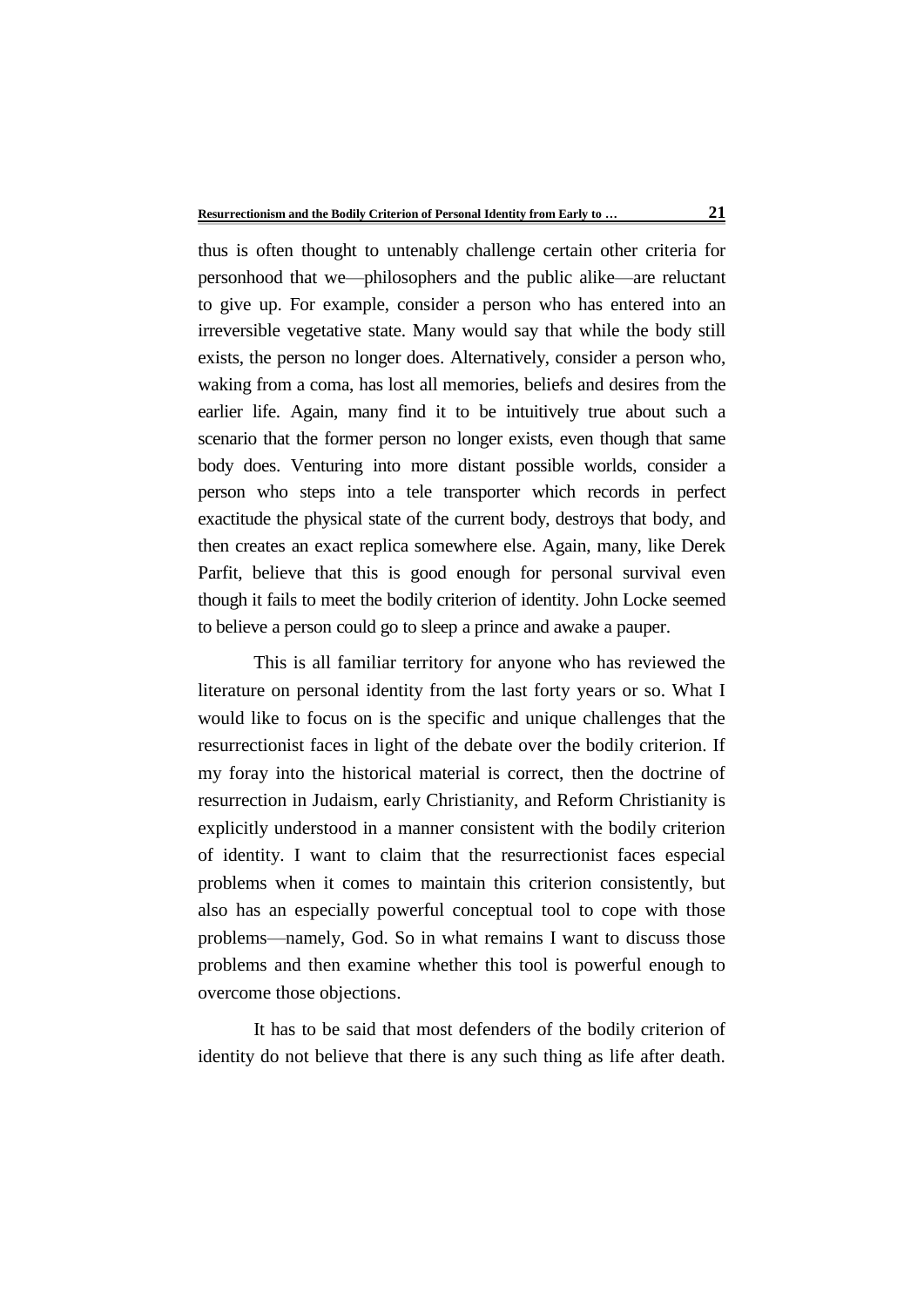thus is often thought to untenably challenge certain other criteria for personhood that we—philosophers and the public alike—are reluctant to give up. For example, consider a person who has entered into an irreversible vegetative state. Many would say that while the body still exists, the person no longer does. Alternatively, consider a person who, waking from a coma, has lost all memories, beliefs and desires from the earlier life. Again, many find it to be intuitively true about such a scenario that the former person no longer exists, even though that same body does. Venturing into more distant possible worlds, consider a person who steps into a tele transporter which records in perfect exactitude the physical state of the current body, destroys that body, and then creates an exact replica somewhere else. Again, many, like Derek Parfit, believe that this is good enough for personal survival even though it fails to meet the bodily criterion of identity. John Locke seemed to believe a person could go to sleep a prince and awake a pauper.

This is all familiar territory for anyone who has reviewed the literature on personal identity from the last forty years or so. What I would like to focus on is the specific and unique challenges that the resurrectionist faces in light of the debate over the bodily criterion. If my foray into the historical material is correct, then the doctrine of resurrection in Judaism, early Christianity, and Reform Christianity is explicitly understood in a manner consistent with the bodily criterion of identity. I want to claim that the resurrectionist faces especial problems when it comes to maintain this criterion consistently, but also has an especially powerful conceptual tool to cope with those problems—namely, God. So in what remains I want to discuss those problems and then examine whether this tool is powerful enough to overcome those objections.

It has to be said that most defenders of the bodily criterion of identity do not believe that there is any such thing as life after death.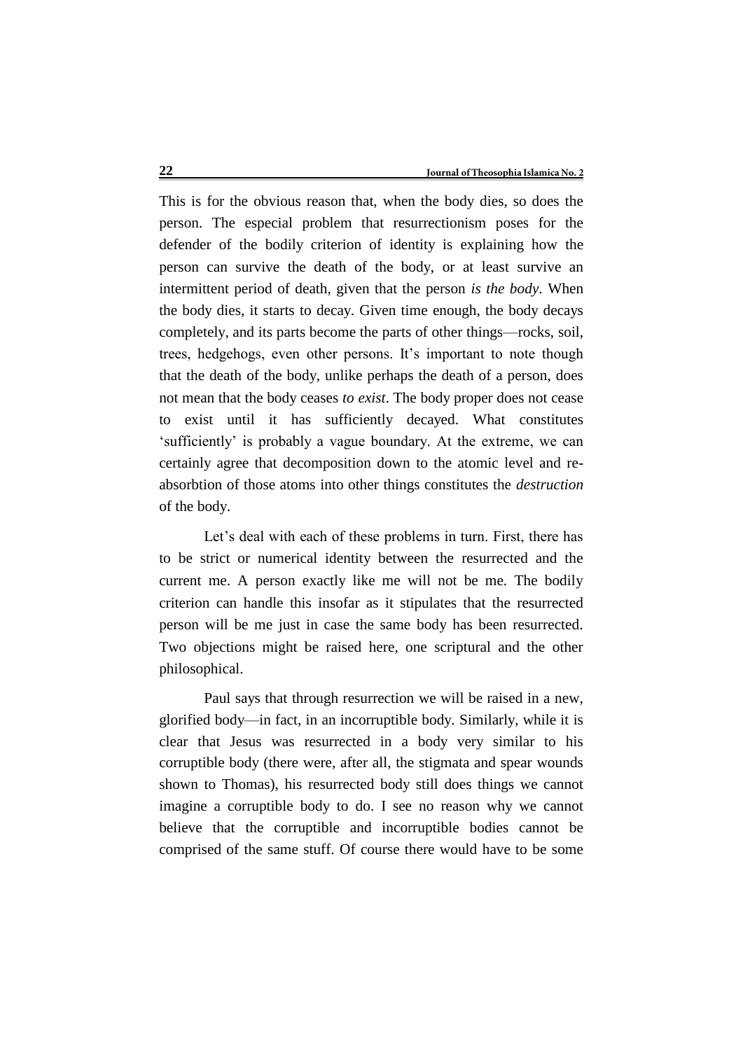This is for the obvious reason that, when the body dies, so does the person. The especial problem that resurrectionism poses for the defender of the bodily criterion of identity is explaining how the person can survive the death of the body, or at least survive an intermittent period of death, given that the person *is the body*. When the body dies, it starts to decay. Given time enough, the body decays completely, and its parts become the parts of other things—rocks, soil, trees, hedgehogs, even other persons. It's important to note though that the death of the body, unlike perhaps the death of a person, does not mean that the body ceases *to exist*. The body proper does not cease to exist until it has sufficiently decayed. What constitutes 'sufficiently' is probably a vague boundary. At the extreme, we can certainly agree that decomposition down to the atomic level and re-absorbtion of those atoms into other things constitutes the *destruction* of the body.

Let's deal with each of these problems in turn. First, there has to be strict or numerical identity between the resurrected and the current me. A person exactly like me will not be me. The bodily criterion can handle this insofar as it stipulates that the resurrected person will be me just in case the same body has been resurrected. Two objections might be raised here, one scriptural and the other philosophical.

Paul says that through resurrection we will be raised in a new, glorified body—in fact, in an incorruptible body. Similarly, while it is clear that Jesus was resurrected in a body very similar to his corruptible body (there were, after all, the stigmata and spear wounds shown to Thomas), his resurrected body still does things we cannot imagine a corruptible body to do. I see no reason why we cannot believe that the corruptible and incorruptible bodies cannot be comprised of the same stuff. Of course there would have to be some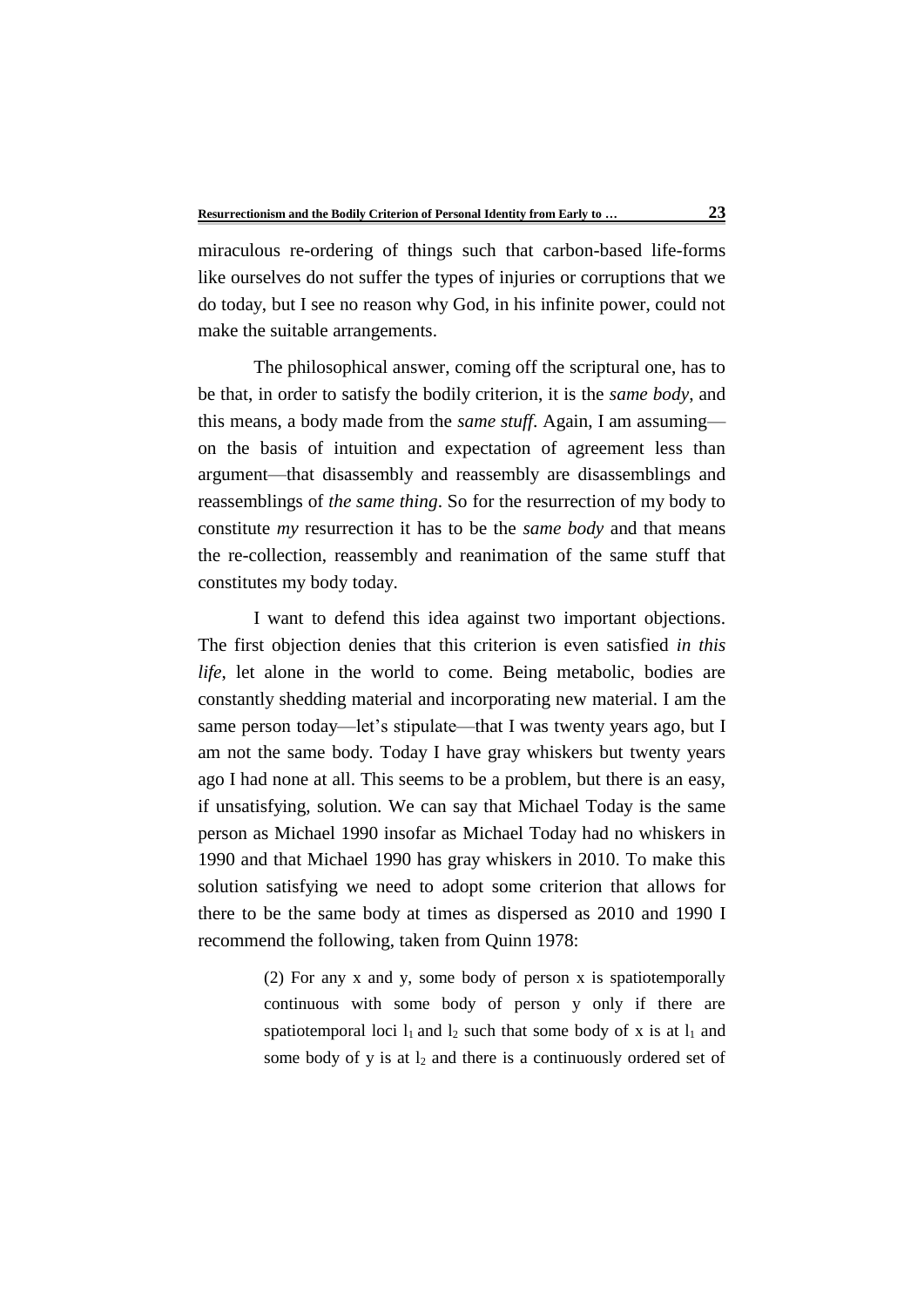miraculous re-ordering of things such that carbon-based life-forms like ourselves do not suffer the types of injuries or corruptions that we do today, but I see no reason why God, in his infinite power, could not make the suitable arrangements.

The philosophical answer, coming off the scriptural one, has to be that, in order to satisfy the bodily criterion, it is the *same body*, and this means, a body made from the *same stuff*. Again, I am assuming—on the basis of intuition and expectation of agreement less than argument—that disassembly and reassembly are disassemblings and reassemblings of *the same thing*. So for the resurrection of my body to constitute *my* resurrection it has to be the *same body* and that means the re-collection, reassembly and reanimation of the same stuff that constitutes my body today.

I want to defend this idea against two important objections. The first objection denies that this criterion is even satisfied *in this life*, let alone in the world to come. Being metabolic, bodies are constantly shedding material and incorporating new material. I am the same person today—let's stipulate—that I was twenty years ago, but I am not the same body. Today I have gray whiskers but twenty years ago I had none at all. This seems to be a problem, but there is an easy, if unsatisfying, solution. We can say that Michael Today is the same person as Michael 1990 insofar as Michael Today had no whiskers in 1990 and that Michael 1990 has gray whiskers in 2010. To make this solution satisfying we need to adopt some criterion that allows for there to be the same body at times as dispersed as 2010 and 1990 I recommend the following, taken from Quinn 1978:

> (2) For any x and y, some body of person x is spatiotemporally continuous with some body of person y only if there are spatiotemporal loci $l_1$ and $l_2$ such that some body of x is at $l_1$ and some body of y is at $l_2$ and there is a continuously ordered set of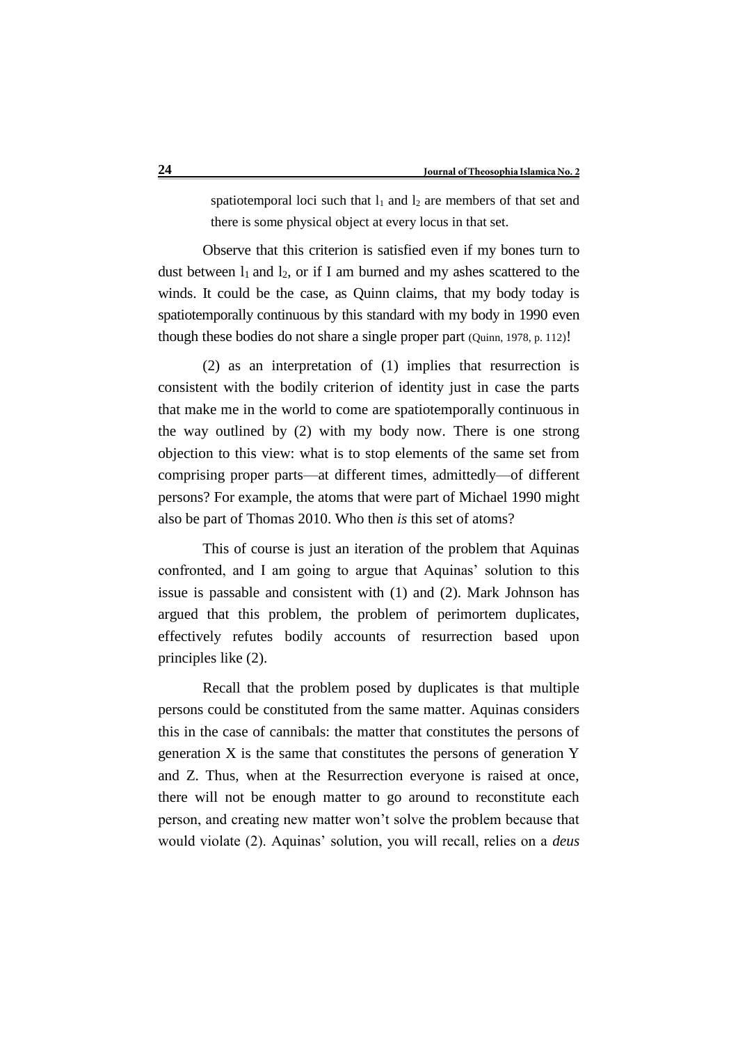spatiotemporal loci such that $l_1$ and $l_2$ are members of that set and there is some physical object at every locus in that set.

Observe that this criterion is satisfied even if my bones turn to dust between $l_1$ and $l_2$, or if I am burned and my ashes scattered to the winds. It could be the case, as Quinn claims, that my body today is spatiotemporally continuous by this standard with my body in 1990 even though these bodies do not share a single proper part (Quinn, 1978, p. 112)!

(2) as an interpretation of (1) implies that resurrection is consistent with the bodily criterion of identity just in case the parts that make me in the world to come are spatiotemporally continuous in the way outlined by (2) with my body now. There is one strong objection to this view: what is to stop elements of the same set from comprising proper parts—at different times, admittedly—of different persons? For example, the atoms that were part of Michael 1990 might also be part of Thomas 2010. Who then *is* this set of atoms?

This of course is just an iteration of the problem that Aquinas confronted, and I am going to argue that Aquinas' solution to this issue is passable and consistent with (1) and (2). Mark Johnson has argued that this problem, the problem of perimortem duplicates, effectively refutes bodily accounts of resurrection based upon principles like (2).

Recall that the problem posed by duplicates is that multiple persons could be constituted from the same matter. Aquinas considers this in the case of cannibals: the matter that constitutes the persons of generation X is the same that constitutes the persons of generation Y and Z. Thus, when at the Resurrection everyone is raised at once, there will not be enough matter to go around to reconstitute each person, and creating new matter won't solve the problem because that would violate (2). Aquinas' solution, you will recall, relies on a *deus*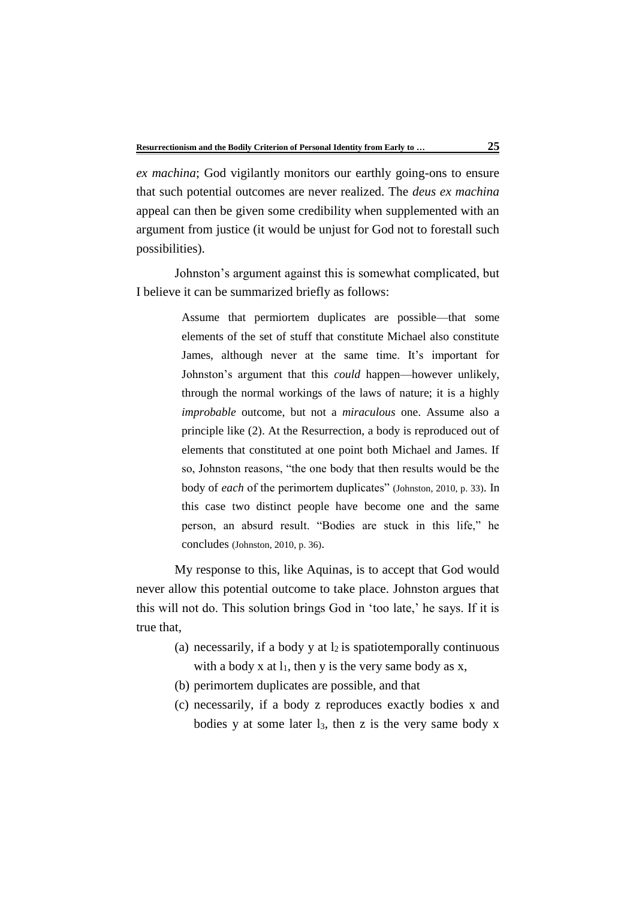*ex machina*; God vigilantly monitors our earthly going-ons to ensure that such potential outcomes are never realized. The *deus ex machina* appeal can then be given some credibility when supplemented with an argument from justice (it would be unjust for God not to forestall such possibilities).

Johnston's argument against this is somewhat complicated, but I believe it can be summarized briefly as follows:

> Assume that permiortem duplicates are possible—that some elements of the set of stuff that constitute Michael also constitute James, although never at the same time. It's important for Johnston's argument that this *could* happen—however unlikely, through the normal workings of the laws of nature; it is a highly *improbable* outcome, but not a *miraculous* one. Assume also a principle like (2). At the Resurrection, a body is reproduced out of elements that constituted at one point both Michael and James. If so, Johnston reasons, "the one body that then results would be the body of *each* of the perimortem duplicates" (Johnston, 2010, p. 33). In this case two distinct people have become one and the same person, an absurd result. "Bodies are stuck in this life," he concludes (Johnston, 2010, p. 36).

My response to this, like Aquinas, is to accept that God would never allow this potential outcome to take place. Johnston argues that this will not do. This solution brings God in 'too late,' he says. If it is true that,

(a) necessarily, if a body y at $l_2$ is spatiotemporally continuous with a body x at $l_1$, then y is the very same body as x,

(b) perimortem duplicates are possible, and that

(c) necessarily, if a body z reproduces exactly bodies x and bodies y at some later $l_3$, then z is the very same body x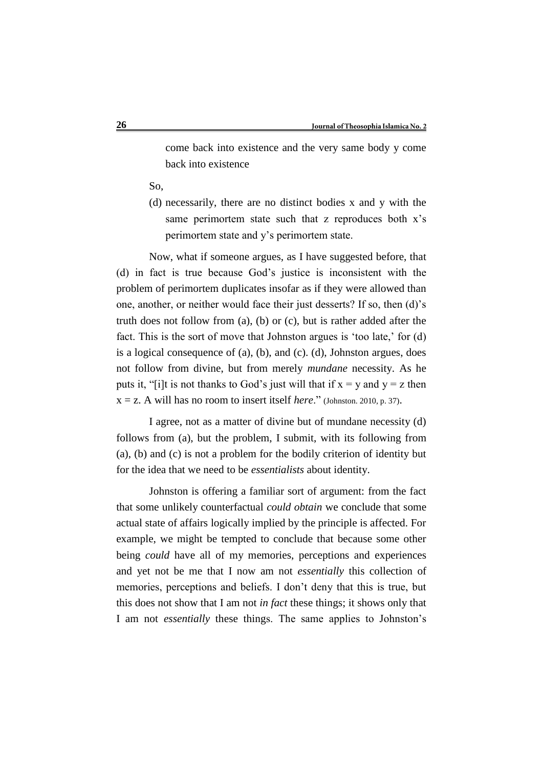come back into existence and the very same body y come back into existence

So,

(d) necessarily, there are no distinct bodies x and y with the same perimortem state such that z reproduces both x's perimortem state and y's perimortem state.

Now, what if someone argues, as I have suggested before, that (d) in fact is true because God's justice is inconsistent with the problem of perimortem duplicates insofar as if they were allowed than one, another, or neither would face their just desserts? If so, then (d)'s truth does not follow from (a), (b) or (c), but is rather added after the fact. This is the sort of move that Johnston argues is 'too late,' for (d) is a logical consequence of (a), (b), and (c). (d), Johnston argues, does not follow from divine, but from merely *mundane* necessity. As he puts it, "[i]t is not thanks to God's just will that if $x = y$ and $y = z$ then $x = z$. A will has no room to insert itself *here*." (Johnston. 2010, p. 37).

I agree, not as a matter of divine but of mundane necessity (d) follows from (a), but the problem, I submit, with its following from (a), (b) and (c) is not a problem for the bodily criterion of identity but for the idea that we need to be *essentialists* about identity.

Johnston is offering a familiar sort of argument: from the fact that some unlikely counterfactual *could obtain* we conclude that some actual state of affairs logically implied by the principle is affected. For example, we might be tempted to conclude that because some other being *could* have all of my memories, perceptions and experiences and yet not be me that I now am not *essentially* this collection of memories, perceptions and beliefs. I don't deny that this is true, but this does not show that I am not *in fact* these things; it shows only that I am not *essentially* these things. The same applies to Johnston's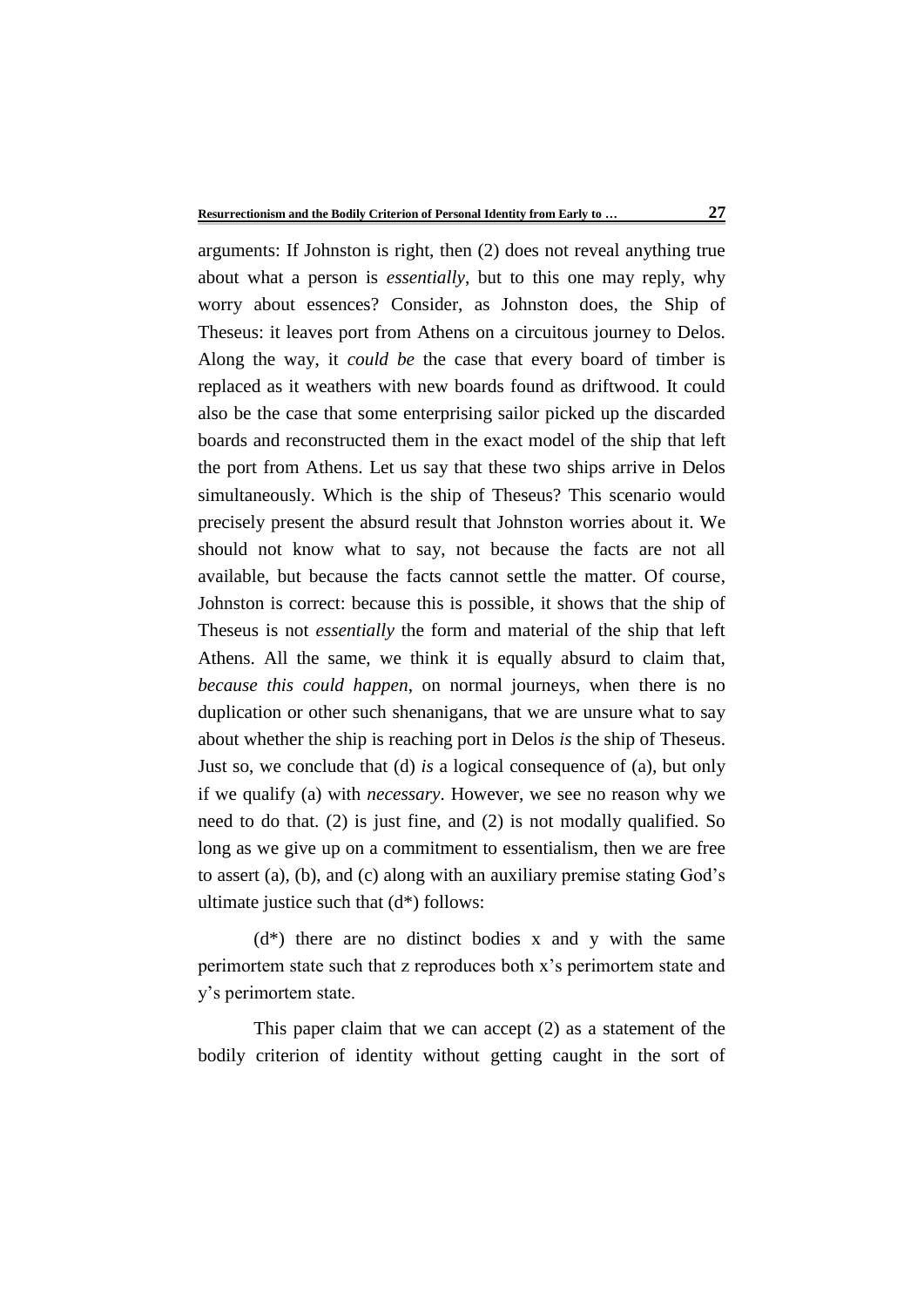arguments: If Johnston is right, then (2) does not reveal anything true about what a person is *essentially*, but to this one may reply, why worry about essences? Consider, as Johnston does, the Ship of Theseus: it leaves port from Athens on a circuitous journey to Delos. Along the way, it *could be* the case that every board of timber is replaced as it weathers with new boards found as driftwood. It could also be the case that some enterprising sailor picked up the discarded boards and reconstructed them in the exact model of the ship that left the port from Athens. Let us say that these two ships arrive in Delos simultaneously. Which is the ship of Theseus? This scenario would precisely present the absurd result that Johnston worries about it. We should not know what to say, not because the facts are not all available, but because the facts cannot settle the matter. Of course, Johnston is correct: because this is possible, it shows that the ship of Theseus is not *essentially* the form and material of the ship that left Athens. All the same, we think it is equally absurd to claim that, *because this could happen*, on normal journeys, when there is no duplication or other such shenanigans, that we are unsure what to say about whether the ship is reaching port in Delos *is* the ship of Theseus. Just so, we conclude that (d) *is* a logical consequence of (a), but only if we qualify (a) with *necessary*. However, we see no reason why we need to do that. (2) is just fine, and (2) is not modally qualified. So long as we give up on a commitment to essentialism, then we are free to assert (a), (b), and (c) along with an auxiliary premise stating God's ultimate justice such that (d*) follows:

(d*) there are no distinct bodies x and y with the same perimortem state such that z reproduces both x's perimortem state and y's perimortem state.

This paper claim that we can accept (2) as a statement of the bodily criterion of identity without getting caught in the sort of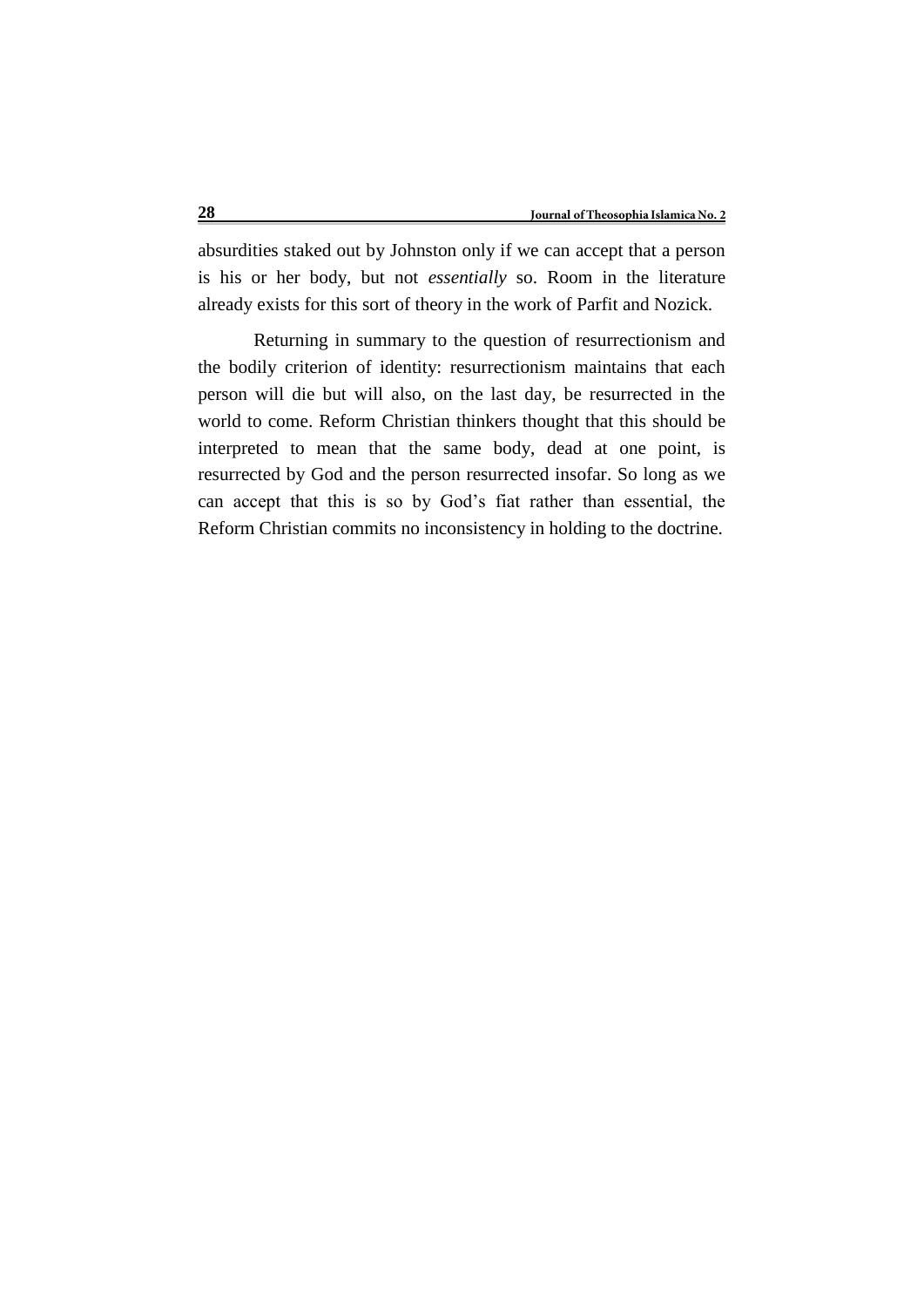absurdities staked out by Johnston only if we can accept that a person is his or her body, but not *essentially* so. Room in the literature already exists for this sort of theory in the work of Parfit and Nozick.

Returning in summary to the question of resurrectionism and the bodily criterion of identity: resurrectionism maintains that each person will die but will also, on the last day, be resurrected in the world to come. Reform Christian thinkers thought that this should be interpreted to mean that the same body, dead at one point, is resurrected by God and the person resurrected insofar. So long as we can accept that this is so by God's fiat rather than essential, the Reform Christian commits no inconsistency in holding to the doctrine.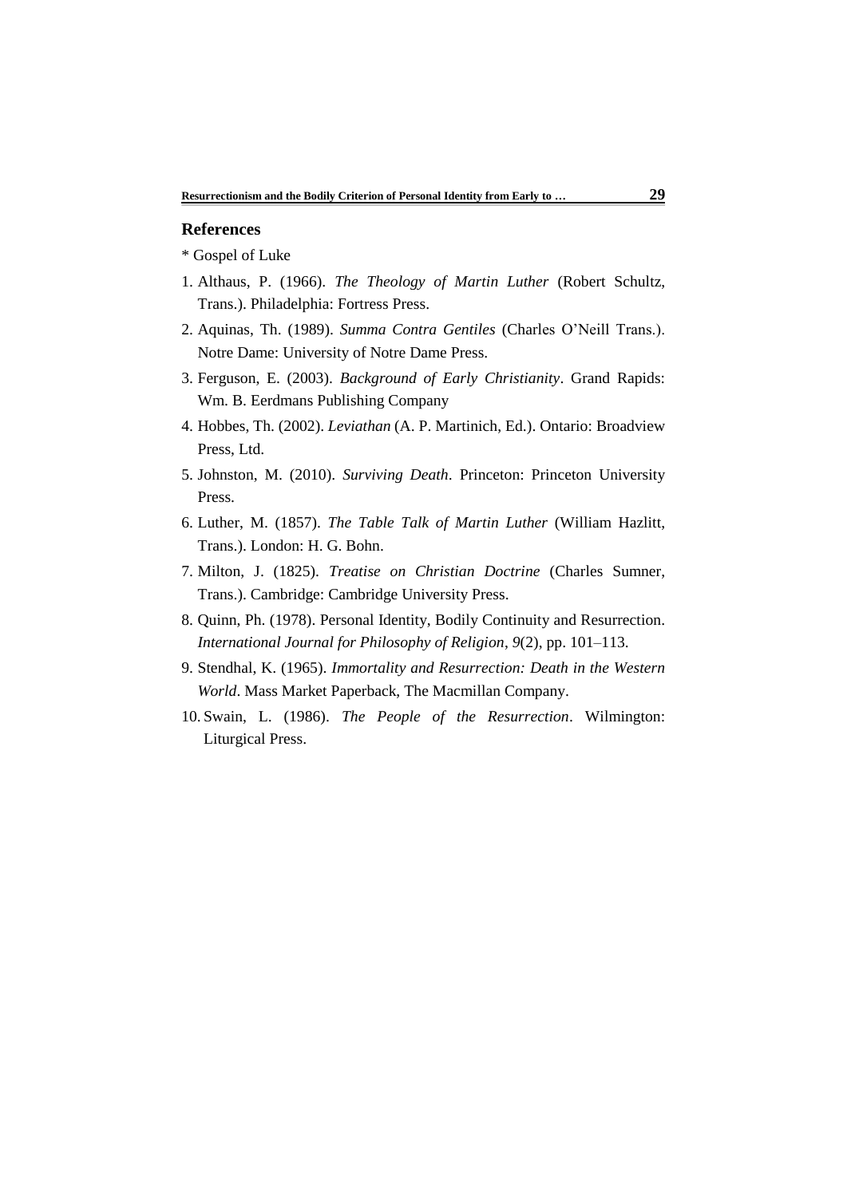## References

* Gospel of Luke

1. Althaus, P. (1966). *The Theology of Martin Luther* (Robert Schultz, Trans.). Philadelphia: Fortress Press.
2. Aquinas, Th. (1989). *Summa Contra Gentiles* (Charles O'Neill Trans.). Notre Dame: University of Notre Dame Press.
3. Ferguson, E. (2003). *Background of Early Christianity*. Grand Rapids: Wm. B. Eerdmans Publishing Company
4. Hobbes, Th. (2002). *Leviathan* (A. P. Martinich, Ed.). Ontario: Broadview Press, Ltd.
5. Johnston, M. (2010). *Surviving Death*. Princeton: Princeton University Press.
6. Luther, M. (1857). *The Table Talk of Martin Luther* (William Hazlitt, Trans.). London: H. G. Bohn.
7. Milton, J. (1825). *Treatise on Christian Doctrine* (Charles Sumner, Trans.). Cambridge: Cambridge University Press.
8. Quinn, Ph. (1978). Personal Identity, Bodily Continuity and Resurrection. *International Journal for Philosophy of Religion*, *9*(2), pp. 101–113.
9. Stendhal, K. (1965). *Immortality and Resurrection: Death in the Western World*. Mass Market Paperback, The Macmillan Company.
10. Swain, L. (1986). *The People of the Resurrection*. Wilmington: Liturgical Press.